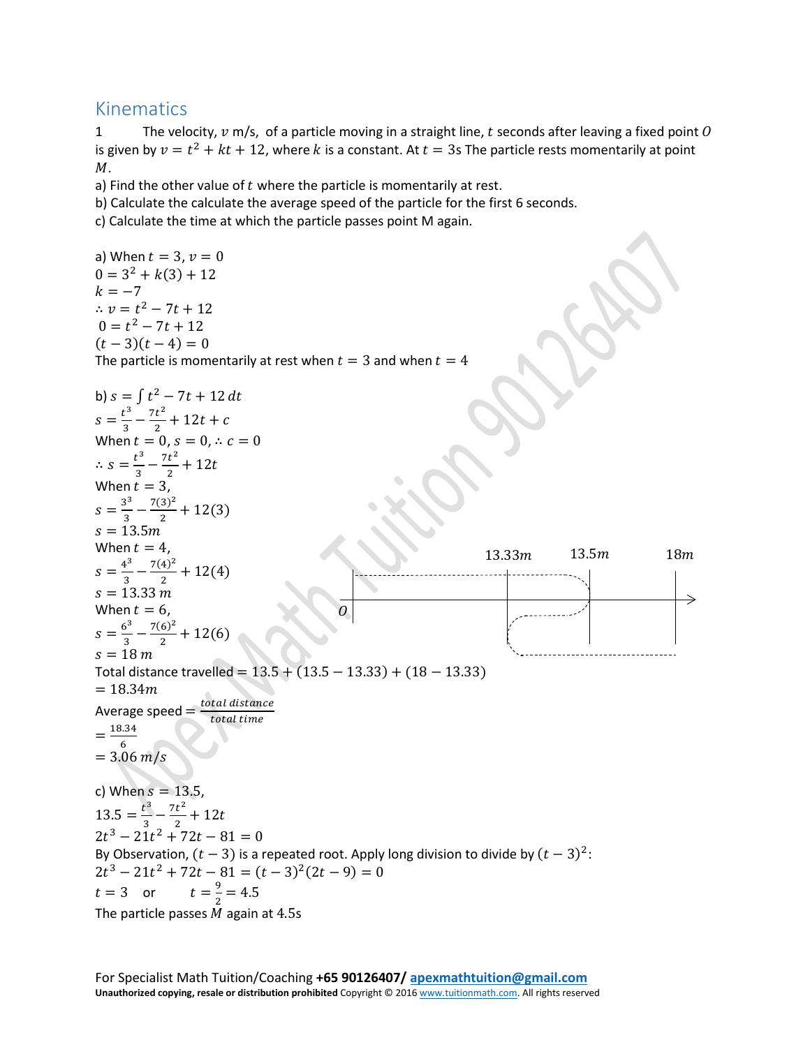## Kinematics

1 The velocity, $v$ m/s, of a particle moving in a straight line, $t$ seconds after leaving a fixed point $O$ is given by $v = t^2 + kt + 12$, where $k$ is a constant. At $t = 3$s The particle rests momentarily at point $M$.

a) Find the other value of $t$ where the particle is momentarily at rest.

b) Calculate the calculate the average speed of the particle for the first 6 seconds.

c) Calculate the time at which the particle passes point M again.

a) When $t = 3, v = 0$

$0 = 3^2 + k(3) + 12$

$k = -7$

$\therefore v = t^2 - 7t + 12$

$0 = t^2 - 7t + 12$

$(t - 3)(t - 4) = 0$

The particle is momentarily at rest when $t = 3$ and when $t = 4$

b) $s = \int t^2 - 7t + 12\, dt$

$s = \frac{t^3}{3} - \frac{7t^2}{2} + 12t + c$

When $t = 0, s = 0, \therefore c = 0$

$\therefore s = \frac{t^3}{3} - \frac{7t^2}{2} + 12t$

When $t = 3$,

$s = \frac{3^3}{3} - \frac{7(3)^2}{2} + 12(3)$

$s = 13.5m$

When $t = 4$,

$s = \frac{4^3}{3} - \frac{7(4)^2}{2} + 12(4)$

$s = 13.33\, m$

When $t = 6$,

$s = \frac{6^3}{3} - \frac{7(6)^2}{2} + 12(6)$

$s = 18\, m$

Total distance travelled $= 13.5 + (13.5 - 13.33) + (18 - 13.33)$

$= 18.34m$

Average speed $= \frac{total\ distance}{total\ time}$

$= \frac{18.34}{6}$

$= 3.06\, m/s$

c) When $s = 13.5$,

$13.5 = \frac{t^3}{3} - \frac{7t^2}{2} + 12t$

$2t^3 - 21t^2 + 72t - 81 = 0$

By Observation, $(t - 3)$ is a repeated root. Apply long division to divide by $(t - 3)^2$:

$2t^3 - 21t^2 + 72t - 81 = (t - 3)^2(2t - 9) = 0$

$t = 3$ or $t = \frac{9}{2} = 4.5$

The particle passes $M$ again at 4.5s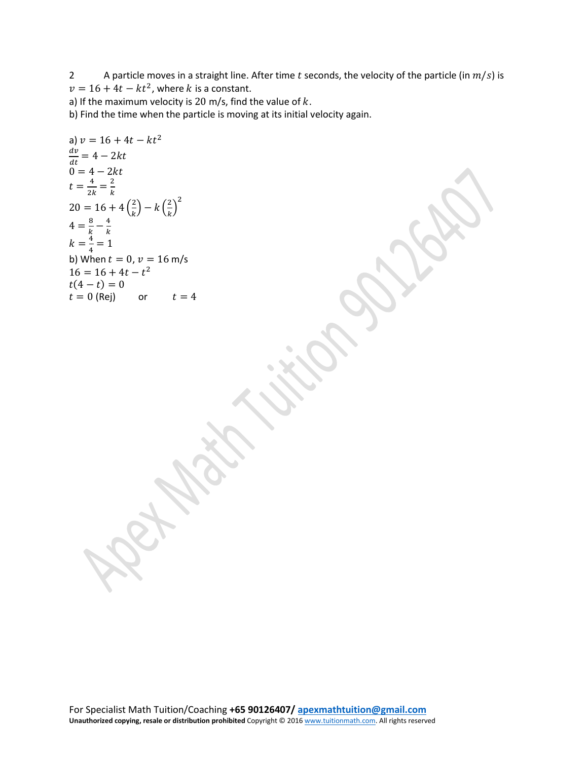2 A particle moves in a straight line. After time $t$ seconds, the velocity of the particle (in $m/s$) is $v = 16 + 4t - kt^2$, where $k$ is a constant.

a) If the maximum velocity is 20 m/s, find the value of $k$.

b) Find the time when the particle is moving at its initial velocity again.

a) $v = 16 + 4t - kt^2$

$\frac{dv}{dt} = 4 - 2kt$

$0 = 4 - 2kt$

$t = \frac{4}{2k} = \frac{2}{k}$

$20 = 16 + 4\left(\frac{2}{k}\right) - k\left(\frac{2}{k}\right)^2$

$4 = \frac{8}{k} - \frac{4}{k}$

$k = \frac{4}{4} = 1$

b) When $t = 0$, $v = 16$ m/s

$16 = 16 + 4t - t^2$

$t(4 - t) = 0$

$t = 0$ (Rej) or $t = 4$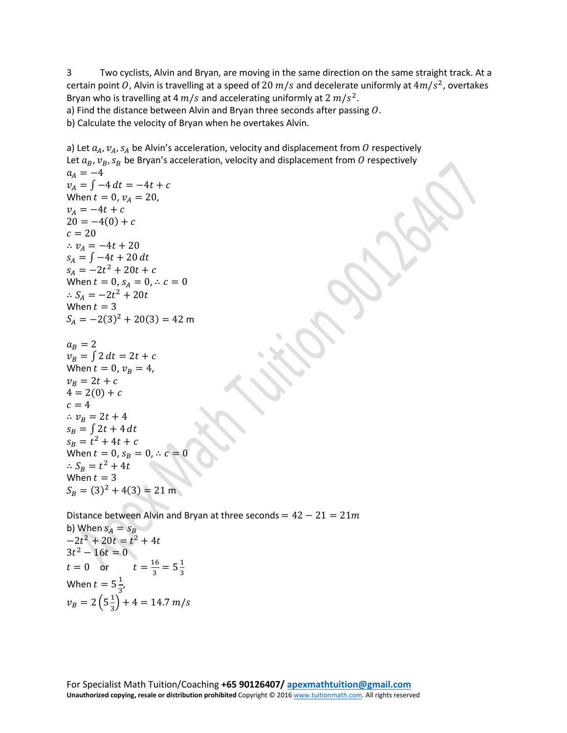3 Two cyclists, Alvin and Bryan, are moving in the same direction on the same straight track. At a certain point $O$, Alvin is travelling at a speed of 20 $m/s$ and decelerate uniformly at $4m/s^2$, overtakes Bryan who is travelling at 4 $m/s$ and accelerating uniformly at 2 $m/s^2$.

a) Find the distance between Alvin and Bryan three seconds after passing $O$.

b) Calculate the velocity of Bryan when he overtakes Alvin.

a) Let $a_A, v_A, s_A$ be Alvin's acceleration, velocity and displacement from $O$ respectively

Let $a_B, v_B, s_B$ be Bryan's acceleration, velocity and displacement from $O$ respectively

$a_A = -4$

$v_A = \int -4\, dt = -4t + c$

When $t = 0, v_A = 20,$

$v_A = -4t + c$

$20 = -4(0) + c$

$c = 20$

$\therefore v_A = -4t + 20$

$s_A = \int -4t + 20\, dt$

$s_A = -2t^2 + 20t + c$

When $t = 0, s_A = 0, \therefore c = 0$

$\therefore S_A = -2t^2 + 20t$

When $t = 3$

$S_A = -2(3)^2 + 20(3) = 42$ m

$a_B = 2$

$v_B = \int 2\, dt = 2t + c$

When $t = 0, v_B = 4,$

$v_B = 2t + c$

$4 = 2(0) + c$

$c = 4$

$\therefore v_B = 2t + 4$

$s_B = \int 2t + 4\, dt$

$s_B = t^2 + 4t + c$

When $t = 0, s_B = 0, \therefore c = 0$

$\therefore S_B = t^2 + 4t$

When $t = 3$

$S_B = (3)^2 + 4(3) = 21$ m

Distance between Alvin and Bryan at three seconds $= 42 - 21 = 21m$

b) When $s_A = s_B$

$-2t^2 + 20t = t^2 + 4t$

$3t^2 - 16t = 0$

$t = 0$ or $t = \frac{16}{3} = 5\frac{1}{3}$

When $t = 5\frac{1}{3}$,

$v_B = 2\left(5\frac{1}{3}\right) + 4 = 14.7\ m/s$

For Specialist Math Tuition/Coaching **+65 90126407/ apexmathtuition@gmail.com**

**Unauthorized copying, resale or distribution prohibited** Copyright © 2016 www.tuitionmath.com. All rights reserved